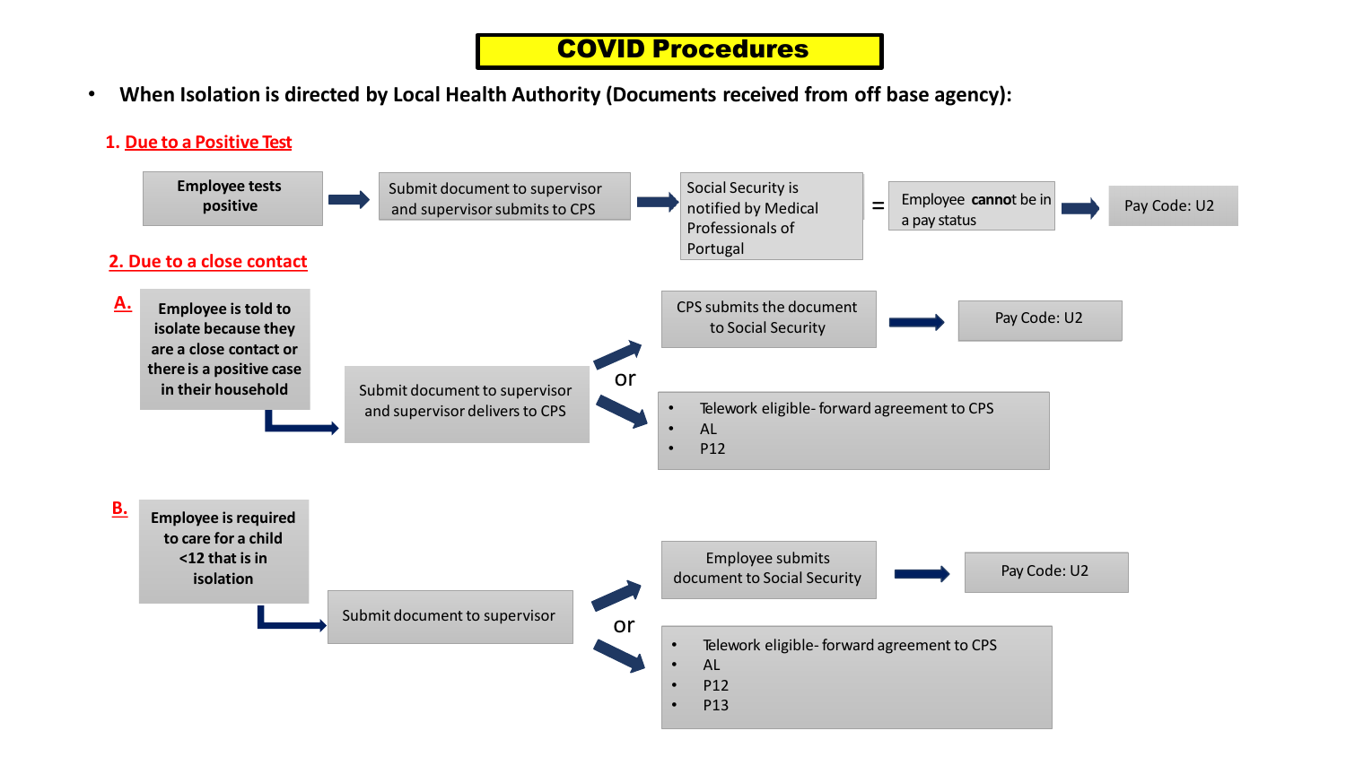# COVID Procedures

- **When Isolation is directed by Local Health Authority (Documents received from off base agency):**

## 1. Due to a Positive Test

**Employee tests positive** → Submit document to supervisor and supervisor submits to CPS → Social Security is notified by Medical Professionals of Portugal = Employee **cannot** be in a pay status → Pay Code: U2

## 2. Due to a close contact

**A.**

**Employee is told to isolate because they are a close contact or there is a positive case in their household**

→ Submit document to supervisor and supervisor delivers to CPS

→ CPS submits the document to Social Security → Pay Code: U2

or

→
- Telework eligible- forward agreement to CPS
- AL
- P12

**B.**

**Employee is required to care for a child <12 that is in isolation**

→ Submit document to supervisor

→ Employee submits document to Social Security → Pay Code: U2

or

→
- Telework eligible- forward agreement to CPS
- AL
- P12
- P13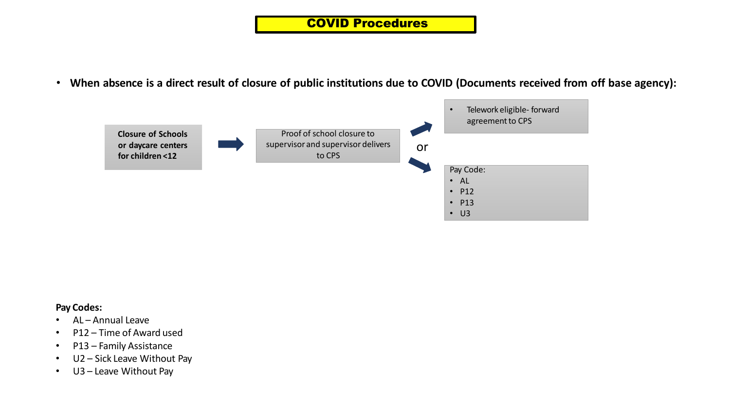# COVID Procedures

- **When absence is a direct result of closure of public institutions due to COVID (Documents received from off base agency):**

**Closure of Schools or daycare centers for children <12** → Proof of school closure to supervisor and supervisor delivers to CPS →

- Telework eligible- forward agreement to CPS

or

Pay Code:
- AL
- P12
- P13
- U3

**Pay Codes:**
- AL – Annual Leave
- P12 – Time of Award used
- P13 – Family Assistance
- U2 – Sick Leave Without Pay
- U3 – Leave Without Pay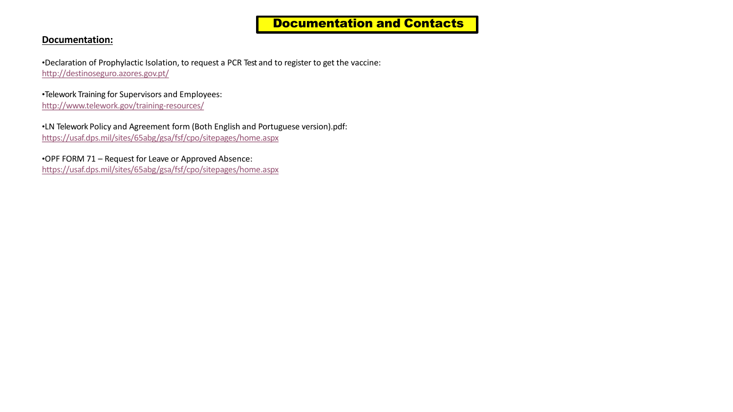# Documentation and Contacts

**Documentation:**

- Declaration of Prophylactic Isolation, to request a PCR Test and to register to get the vaccine:
  http://destinoseguro.azores.gov.pt/

- Telework Training for Supervisors and Employees:
  http://www.telework.gov/training-resources/

- LN Telework Policy and Agreement form (Both English and Portuguese version).pdf:
  https://usaf.dps.mil/sites/65abg/gsa/fsf/cpo/sitepages/home.aspx

- OPF FORM 71 – Request for Leave or Approved Absence:
  https://usaf.dps.mil/sites/65abg/gsa/fsf/cpo/sitepages/home.aspx